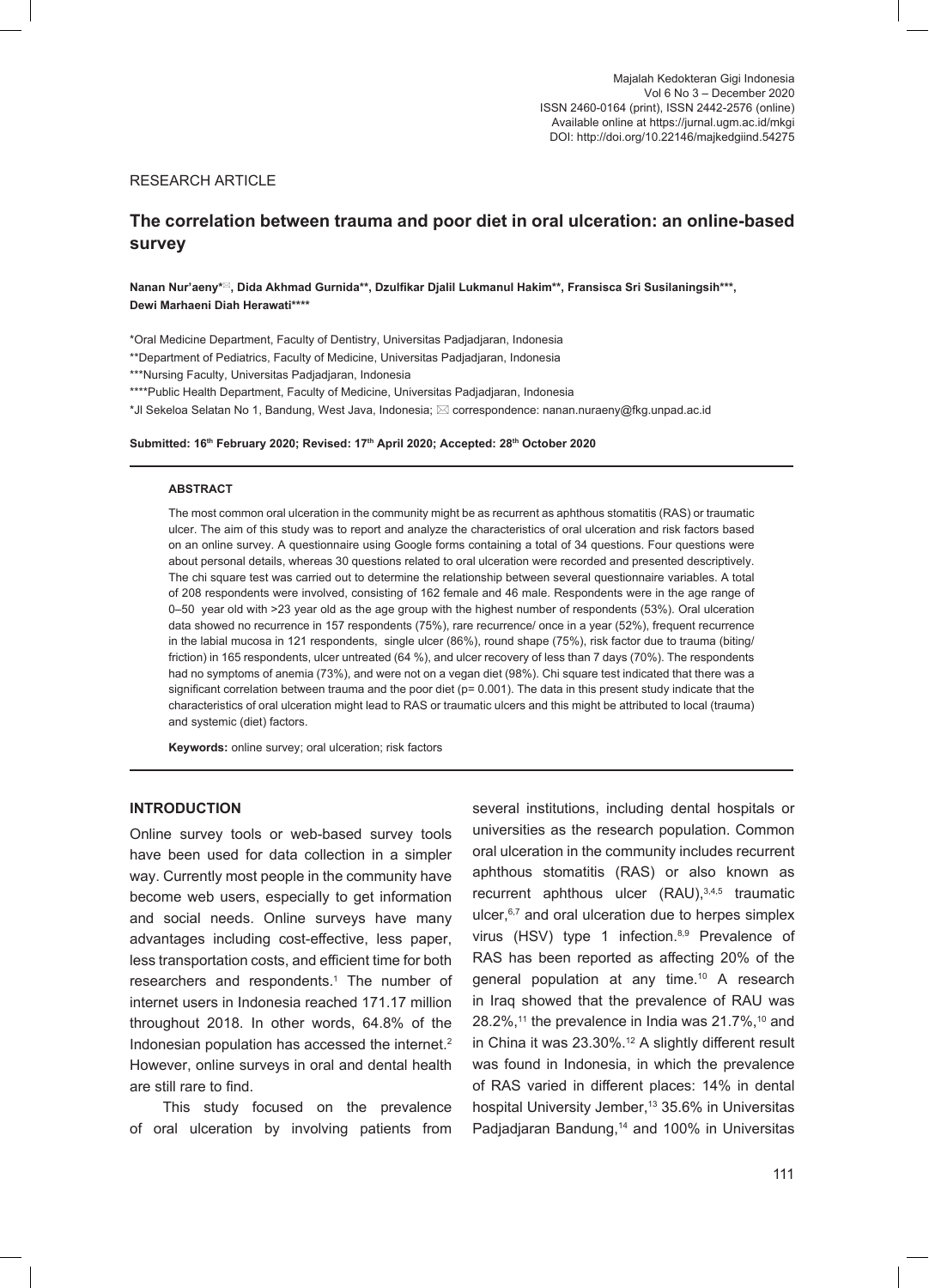RESEARCH ARTICLE

# The correlation between trauma and poor diet in oral ulceration: an online-based survey

**Nanan Nur'aeny*✉, Dida Akhmad Gurnida**, Dzulfikar Djalil Lukmanul Hakim**, Fransisca Sri Susilaningsih***, Dewi Marhaeni Diah Herawati******

*Oral Medicine Department, Faculty of Dentistry, Universitas Padjadjaran, Indonesia
**Department of Pediatrics, Faculty of Medicine, Universitas Padjadjaran, Indonesia
***Nursing Faculty, Universitas Padjadjaran, Indonesia
****Public Health Department, Faculty of Medicine, Universitas Padjadjaran, Indonesia
*Jl Sekeloa Selatan No 1, Bandung, West Java, Indonesia; ✉ correspondence: nanan.nuraeny@fkg.unpad.ac.id

**Submitted: 16th February 2020; Revised: 17th April 2020; Accepted: 28th October 2020**

## ABSTRACT

The most common oral ulceration in the community might be as recurrent as aphthous stomatitis (RAS) or traumatic ulcer. The aim of this study was to report and analyze the characteristics of oral ulceration and risk factors based on an online survey. A questionnaire using Google forms containing a total of 34 questions. Four questions were about personal details, whereas 30 questions related to oral ulceration were recorded and presented descriptively. The chi square test was carried out to determine the relationship between several questionnaire variables. A total of 208 respondents were involved, consisting of 162 female and 46 male. Respondents were in the age range of 0–50 year old with >23 year old as the age group with the highest number of respondents (53%). Oral ulceration data showed no recurrence in 157 respondents (75%), rare recurrence/ once in a year (52%), frequent recurrence in the labial mucosa in 121 respondents, single ulcer (86%), round shape (75%), risk factor due to trauma (biting/friction) in 165 respondents, ulcer untreated (64 %), and ulcer recovery of less than 7 days (70%). The respondents had no symptoms of anemia (73%), and were not on a vegan diet (98%). Chi square test indicated that there was a significant correlation between trauma and the poor diet (p= 0.001). The data in this present study indicate that the characteristics of oral ulceration might lead to RAS or traumatic ulcers and this might be attributed to local (trauma) and systemic (diet) factors.

**Keywords:** online survey; oral ulceration; risk factors

## INTRODUCTION

Online survey tools or web-based survey tools have been used for data collection in a simpler way. Currently most people in the community have become web users, especially to get information and social needs. Online surveys have many advantages including cost-effective, less paper, less transportation costs, and efficient time for both researchers and respondents.[1] The number of internet users in Indonesia reached 171.17 million throughout 2018. In other words, 64.8% of the Indonesian population has accessed the internet.[2] However, online surveys in oral and dental health are still rare to find.

This study focused on the prevalence of oral ulceration by involving patients from several institutions, including dental hospitals or universities as the research population. Common oral ulceration in the community includes recurrent aphthous stomatitis (RAS) or also known as recurrent aphthous ulcer (RAU),[3,4,5] traumatic ulcer,[6,7] and oral ulceration due to herpes simplex virus (HSV) type 1 infection.[8,9] Prevalence of RAS has been reported as affecting 20% of the general population at any time.[10] A research in Iraq showed that the prevalence of RAU was 28.2%,[11] the prevalence in India was 21.7%,[10] and in China it was 23.30%.[12] A slightly different result was found in Indonesia, in which the prevalence of RAS varied in different places: 14% in dental hospital University Jember,[13] 35.6% in Universitas Padjadjaran Bandung,[14] and 100% in Universitas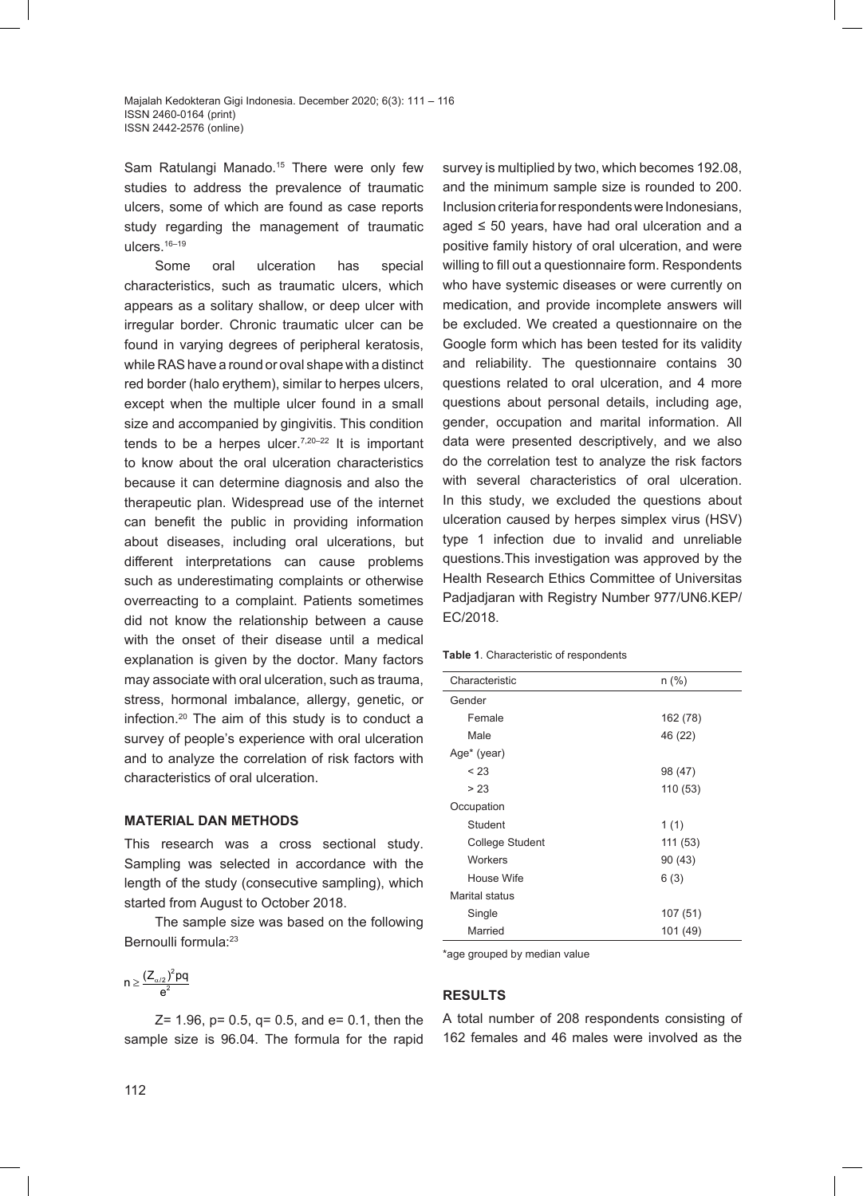Sam Ratulangi Manado.[15] There were only few studies to address the prevalence of traumatic ulcers, some of which are found as case reports study regarding the management of traumatic ulcers.[16–19]

Some oral ulceration has special characteristics, such as traumatic ulcers, which appears as a solitary shallow, or deep ulcer with irregular border. Chronic traumatic ulcer can be found in varying degrees of peripheral keratosis, while RAS have a round or oval shape with a distinct red border (halo erythem), similar to herpes ulcers, except when the multiple ulcer found in a small size and accompanied by gingivitis. This condition tends to be a herpes ulcer.[7,20–22] It is important to know about the oral ulceration characteristics because it can determine diagnosis and also the therapeutic plan. Widespread use of the internet can benefit the public in providing information about diseases, including oral ulcerations, but different interpretations can cause problems such as underestimating complaints or otherwise overreacting to a complaint. Patients sometimes did not know the relationship between a cause with the onset of their disease until a medical explanation is given by the doctor. Many factors may associate with oral ulceration, such as trauma, stress, hormonal imbalance, allergy, genetic, or infection.[20] The aim of this study is to conduct a survey of people's experience with oral ulceration and to analyze the correlation of risk factors with characteristics of oral ulceration.

## MATERIAL DAN METHODS

This research was a cross sectional study. Sampling was selected in accordance with the length of the study (consecutive sampling), which started from August to October 2018.

The sample size was based on the following Bernoulli formula:[23]

$$n \geq \frac{(Z_{\alpha/2})^2 pq}{e^2}$$

Z= 1.96, p= 0.5, q= 0.5, and e= 0.1, then the sample size is 96.04. The formula for the rapid survey is multiplied by two, which becomes 192.08, and the minimum sample size is rounded to 200. Inclusion criteria for respondents were Indonesians, aged ≤ 50 years, have had oral ulceration and a positive family history of oral ulceration, and were willing to fill out a questionnaire form. Respondents who have systemic diseases or were currently on medication, and provide incomplete answers will be excluded. We created a questionnaire on the Google form which has been tested for its validity and reliability. The questionnaire contains 30 questions related to oral ulceration, and 4 more questions about personal details, including age, gender, occupation and marital information. All data were presented descriptively, and we also do the correlation test to analyze the risk factors with several characteristics of oral ulceration. In this study, we excluded the questions about ulceration caused by herpes simplex virus (HSV) type 1 infection due to invalid and unreliable questions.This investigation was approved by the Health Research Ethics Committee of Universitas Padjadjaran with Registry Number 977/UN6.KEP/EC/2018.

**Table 1**. Characteristic of respondents

| Characteristic | n (%) |
|---|---|
| Gender | |
| Female | 162 (78) |
| Male | 46 (22) |
| Age* (year) | |
| < 23 | 98 (47) |
| > 23 | 110 (53) |
| Occupation | |
| Student | 1 (1) |
| College Student | 111 (53) |
| Workers | 90 (43) |
| House Wife | 6 (3) |
| Marital status | |
| Single | 107 (51) |
| Married | 101 (49) |

*age grouped by median value

## RESULTS

A total number of 208 respondents consisting of 162 females and 46 males were involved as the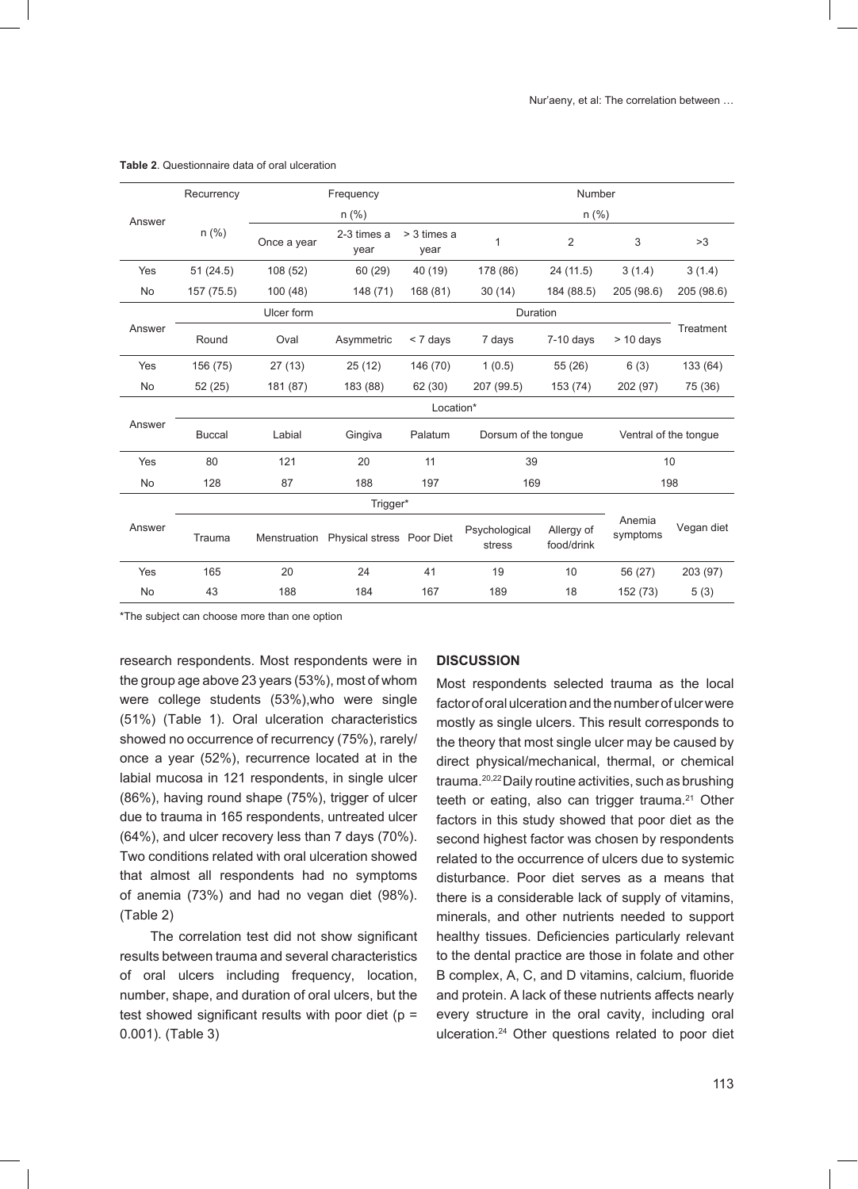**Table 2**. Questionnaire data of oral ulceration

| Answer | Recurrency | Frequency | | | Number | | | |
|---|---|---|---|---|---|---|---|---|
| | n (%) | n (%) | | | n (%) | | | |
| | | Once a year | 2-3 times a year | > 3 times a year | 1 | 2 | 3 | >3 |
| Yes | 51 (24.5) | 108 (52) | 60 (29) | 40 (19) | 178 (86) | 24 (11.5) | 3 (1.4) | 3 (1.4) |
| No | 157 (75.5) | 100 (48) | 148 (71) | 168 (81) | 30 (14) | 184 (88.5) | 205 (98.6) | 205 (98.6) |
| Answer | Ulcer form | | | Duration | | | | Treatment |
| | Round | Oval | Asymmetric | < 7 days | 7 days | 7-10 days | > 10 days | |
| Yes | 156 (75) | 27 (13) | 25 (12) | 146 (70) | 1 (0.5) | 55 (26) | 6 (3) | 133 (64) |
| No | 52 (25) | 181 (87) | 183 (88) | 62 (30) | 207 (99.5) | 153 (74) | 202 (97) | 75 (36) |
| Answer | Location* | | | | | | | |
| | Buccal | Labial | Gingiva | Palatum | Dorsum of the tongue | | Ventral of the tongue | |
| Yes | 80 | 121 | 20 | 11 | 39 | | 10 | |
| No | 128 | 87 | 188 | 197 | 169 | | 198 | |
| Answer | Trigger* | | | | | | | |
| | Trauma | Menstruation | Physical stress | Poor Diet | Psychological stress | Allergy of food/drink | Anemia symptoms | Vegan diet |
| Yes | 165 | 20 | 24 | 41 | 19 | 10 | 56 (27) | 203 (97) |
| No | 43 | 188 | 184 | 167 | 189 | 18 | 152 (73) | 5 (3) |

*The subject can choose more than one option

research respondents. Most respondents were in the group age above 23 years (53%), most of whom were college students (53%),who were single (51%) (Table 1). Oral ulceration characteristics showed no occurrence of recurrency (75%), rarely/ once a year (52%), recurrence located at in the labial mucosa in 121 respondents, in single ulcer (86%), having round shape (75%), trigger of ulcer due to trauma in 165 respondents, untreated ulcer (64%), and ulcer recovery less than 7 days (70%). Two conditions related with oral ulceration showed that almost all respondents had no symptoms of anemia (73%) and had no vegan diet (98%). (Table 2)

The correlation test did not show significant results between trauma and several characteristics of oral ulcers including frequency, location, number, shape, and duration of oral ulcers, but the test showed significant results with poor diet ($p$ = 0.001). (Table 3)

## DISCUSSION

Most respondents selected trauma as the local factor of oral ulceration and the number of ulcer were mostly as single ulcers. This result corresponds to the theory that most single ulcer may be caused by direct physical/mechanical, thermal, or chemical trauma.[20,22] Daily routine activities, such as brushing teeth or eating, also can trigger trauma.[21] Other factors in this study showed that poor diet as the second highest factor was chosen by respondents related to the occurrence of ulcers due to systemic disturbance. Poor diet serves as a means that there is a considerable lack of supply of vitamins, minerals, and other nutrients needed to support healthy tissues. Deficiencies particularly relevant to the dental practice are those in folate and other B complex, A, C, and D vitamins, calcium, fluoride and protein. A lack of these nutrients affects nearly every structure in the oral cavity, including oral ulceration.[24] Other questions related to poor diet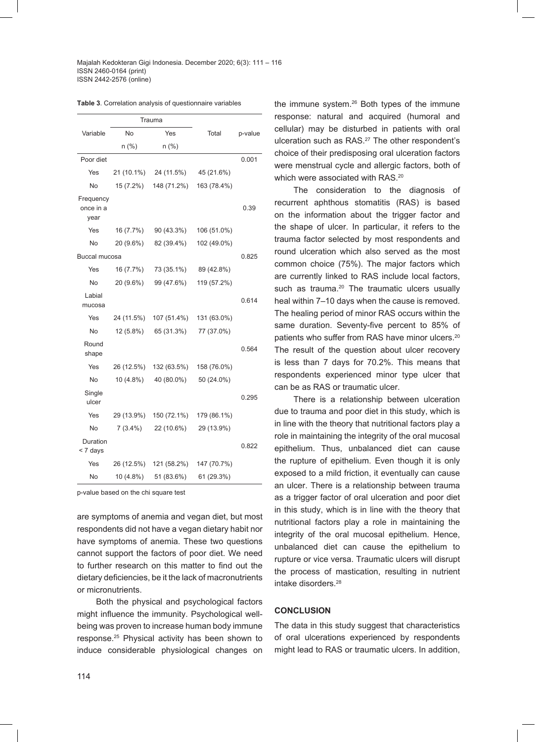**Table 3**. Correlation analysis of questionnaire variables

| Variable | Trauma | | Total | p-value |
|---|---|---|---|---|
| | No | Yes | | |
| | n (%) | n (%) | | |
| Poor diet | | | | 0.001 |
| Yes | 21 (10.1%) | 24 (11.5%) | 45 (21.6%) | |
| No | 15 (7.2%) | 148 (71.2%) | 163 (78.4%) | |
| Frequency once in a year | | | | 0.39 |
| Yes | 16 (7.7%) | 90 (43.3%) | 106 (51.0%) | |
| No | 20 (9.6%) | 82 (39.4%) | 102 (49.0%) | |
| Buccal mucosa | | | | 0.825 |
| Yes | 16 (7.7%) | 73 (35.1%) | 89 (42.8%) | |
| No | 20 (9.6%) | 99 (47.6%) | 119 (57.2%) | |
| Labial mucosa | | | | 0.614 |
| Yes | 24 (11.5%) | 107 (51.4%) | 131 (63.0%) | |
| No | 12 (5.8%) | 65 (31.3%) | 77 (37.0%) | |
| Round shape | | | | 0.564 |
| Yes | 26 (12.5%) | 132 (63.5%) | 158 (76.0%) | |
| No | 10 (4.8%) | 40 (80.0%) | 50 (24.0%) | |
| Single ulcer | | | | 0.295 |
| Yes | 29 (13.9%) | 150 (72.1%) | 179 (86.1%) | |
| No | 7 (3.4%) | 22 (10.6%) | 29 (13.9%) | |
| Duration < 7 days | | | | 0.822 |
| Yes | 26 (12.5%) | 121 (58.2%) | 147 (70.7%) | |
| No | 10 (4.8%) | 51 (83.6%) | 61 (29.3%) | |

p-value based on the chi square test

are symptoms of anemia and vegan diet, but most respondents did not have a vegan dietary habit nor have symptoms of anemia. These two questions cannot support the factors of poor diet. We need to further research on this matter to find out the dietary deficiencies, be it the lack of macronutrients or micronutrients.

Both the physical and psychological factors might influence the immunity. Psychological well-being was proven to increase human body immune response.[25] Physical activity has been shown to induce considerable physiological changes on the immune system.[26] Both types of the immune response: natural and acquired (humoral and cellular) may be disturbed in patients with oral ulceration such as RAS.[27] The other respondent's choice of their predisposing oral ulceration factors were menstrual cycle and allergic factors, both of which were associated with RAS.[20]

The consideration to the diagnosis of recurrent aphthous stomatitis (RAS) is based on the information about the trigger factor and the shape of ulcer. In particular, it refers to the trauma factor selected by most respondents and round ulceration which also served as the most common choice (75%). The major factors which are currently linked to RAS include local factors, such as trauma.[20] The traumatic ulcers usually heal within 7–10 days when the cause is removed. The healing period of minor RAS occurs within the same duration. Seventy-five percent to 85% of patients who suffer from RAS have minor ulcers.[20] The result of the question about ulcer recovery is less than 7 days for 70.2%. This means that respondents experienced minor type ulcer that can be as RAS or traumatic ulcer.

There is a relationship between ulceration due to trauma and poor diet in this study, which is in line with the theory that nutritional factors play a role in maintaining the integrity of the oral mucosal epithelium. Thus, unbalanced diet can cause the rupture of epithelium. Even though it is only exposed to a mild friction, it eventually can cause an ulcer. There is a relationship between trauma as a trigger factor of oral ulceration and poor diet in this study, which is in line with the theory that nutritional factors play a role in maintaining the integrity of the oral mucosal epithelium. Hence, unbalanced diet can cause the epithelium to rupture or vice versa. Traumatic ulcers will disrupt the process of mastication, resulting in nutrient intake disorders.[28]

## CONCLUSION

The data in this study suggest that characteristics of oral ulcerations experienced by respondents might lead to RAS or traumatic ulcers. In addition,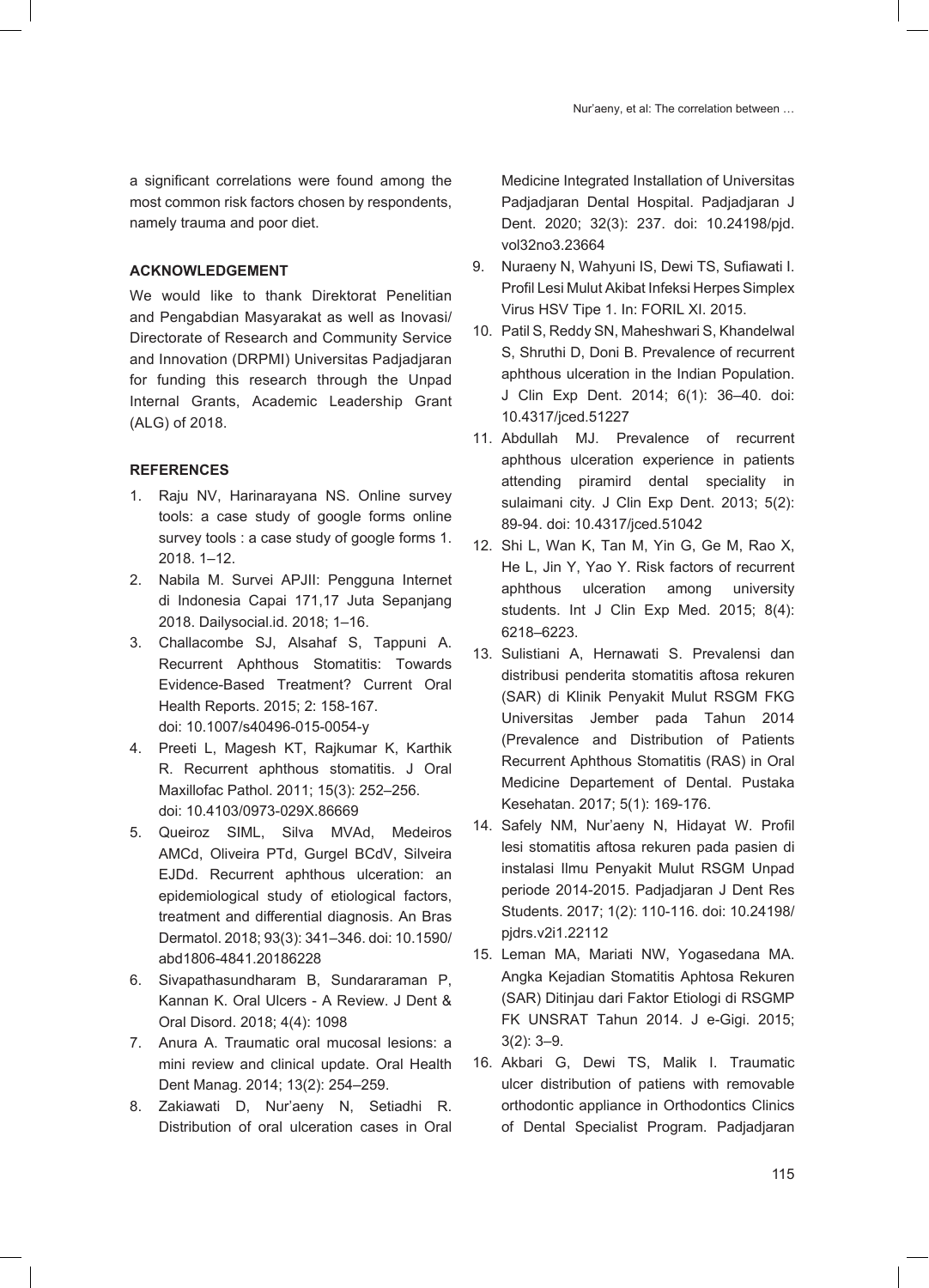a significant correlations were found among the most common risk factors chosen by respondents, namely trauma and poor diet.

## ACKNOWLEDGEMENT

We would like to thank Direktorat Penelitian and Pengabdian Masyarakat as well as Inovasi/ Directorate of Research and Community Service and Innovation (DRPMI) Universitas Padjadjaran for funding this research through the Unpad Internal Grants, Academic Leadership Grant (ALG) of 2018.

## REFERENCES

1. Raju NV, Harinarayana NS. Online survey tools: a case study of google forms online survey tools : a case study of google forms 1. 2018. 1–12.
2. Nabila M. Survei APJII: Pengguna Internet di Indonesia Capai 171,17 Juta Sepanjang 2018. Dailysocial.id. 2018; 1–16.
3. Challacombe SJ, Alsahaf S, Tappuni A. Recurrent Aphthous Stomatitis: Towards Evidence-Based Treatment? Current Oral Health Reports. 2015; 2: 158-167. doi: 10.1007/s40496-015-0054-y
4. Preeti L, Magesh KT, Rajkumar K, Karthik R. Recurrent aphthous stomatitis. J Oral Maxillofac Pathol. 2011; 15(3): 252–256. doi: 10.4103/0973-029X.86669
5. Queiroz SIML, Silva MVAd, Medeiros AMCd, Oliveira PTd, Gurgel BCdV, Silveira EJDd. Recurrent aphthous ulceration: an epidemiological study of etiological factors, treatment and differential diagnosis. An Bras Dermatol. 2018; 93(3): 341–346. doi: 10.1590/abd1806-4841.20186228
6. Sivapathasundharam B, Sundararaman P, Kannan K. Oral Ulcers - A Review. J Dent & Oral Disord. 2018; 4(4): 1098
7. Anura A. Traumatic oral mucosal lesions: a mini review and clinical update. Oral Health Dent Manag. 2014; 13(2): 254–259.
8. Zakiawati D, Nur'aeny N, Setiadhi R. Distribution of oral ulceration cases in Oral Medicine Integrated Installation of Universitas Padjadjaran Dental Hospital. Padjadjaran J Dent. 2020; 32(3): 237. doi: 10.24198/pjd.vol32no3.23664
9. Nuraeny N, Wahyuni IS, Dewi TS, Sufiawati I. Profil Lesi Mulut Akibat Infeksi Herpes Simplex Virus HSV Tipe 1. In: FORIL XI. 2015.
10. Patil S, Reddy SN, Maheshwari S, Khandelwal S, Shruthi D, Doni B. Prevalence of recurrent aphthous ulceration in the Indian Population. J Clin Exp Dent. 2014; 6(1): 36–40. doi: 10.4317/jced.51227
11. Abdullah MJ. Prevalence of recurrent aphthous ulceration experience in patients attending piramird dental speciality in sulaimani city. J Clin Exp Dent. 2013; 5(2): 89-94. doi: 10.4317/jced.51042
12. Shi L, Wan K, Tan M, Yin G, Ge M, Rao X, He L, Jin Y, Yao Y. Risk factors of recurrent aphthous ulceration among university students. Int J Clin Exp Med. 2015; 8(4): 6218–6223.
13. Sulistiani A, Hernawati S. Prevalensi dan distribusi penderita stomatitis aftosa rekuren (SAR) di Klinik Penyakit Mulut RSGM FKG Universitas Jember pada Tahun 2014 (Prevalence and Distribution of Patients Recurrent Aphthous Stomatitis (RAS) in Oral Medicine Departement of Dental. Pustaka Kesehatan. 2017; 5(1): 169-176.
14. Safely NM, Nur'aeny N, Hidayat W. Profil lesi stomatitis aftosa rekuren pada pasien di instalasi Ilmu Penyakit Mulut RSGM Unpad periode 2014-2015. Padjadjaran J Dent Res Students. 2017; 1(2): 110-116. doi: 10.24198/pjdrs.v2i1.22112
15. Leman MA, Mariati NW, Yogasedana MA. Angka Kejadian Stomatitis Aphtosa Rekuren (SAR) Ditinjau dari Faktor Etiologi di RSGMP FK UNSRAT Tahun 2014. J e-Gigi. 2015; 3(2): 3–9.
16. Akbari G, Dewi TS, Malik I. Traumatic ulcer distribution of patiens with removable orthodontic appliance in Orthodontics Clinics of Dental Specialist Program. Padjadjaran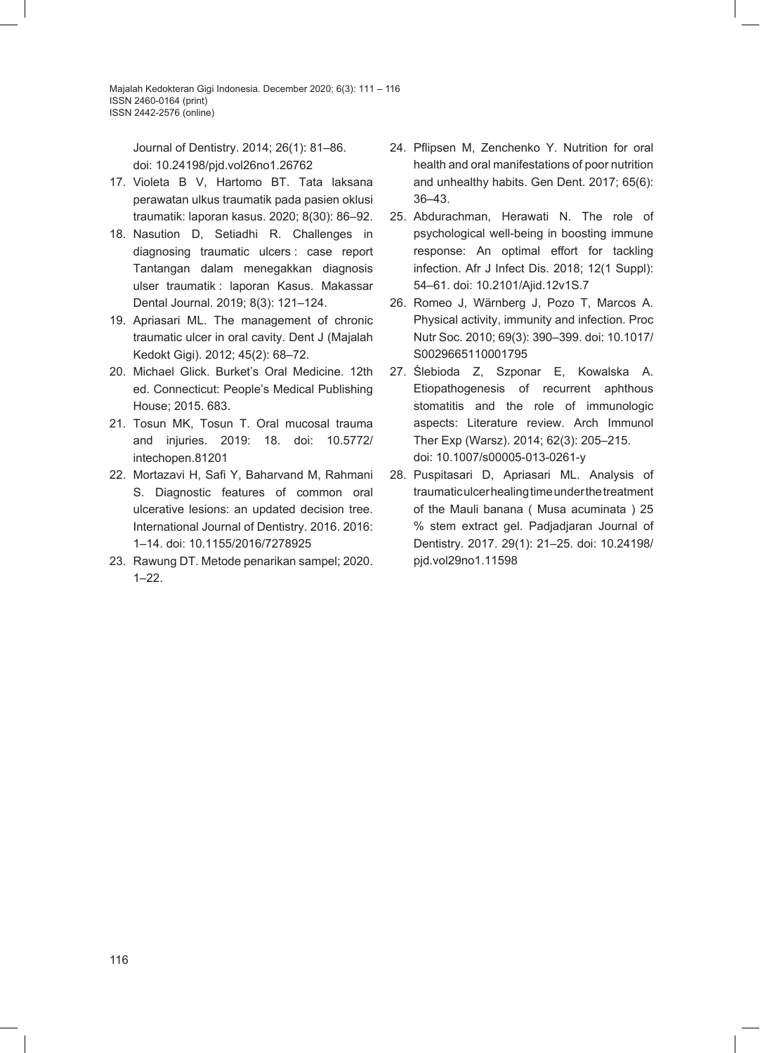Journal of Dentistry. 2014; 26(1): 81–86. doi: 10.24198/pjd.vol26no1.26762

17. Violeta B V, Hartomo BT. Tata laksana perawatan ulkus traumatik pada pasien oklusi traumatik: laporan kasus. 2020; 8(30): 86–92.
18. Nasution D, Setiadhi R. Challenges in diagnosing traumatic ulcers : case report Tantangan dalam menegakkan diagnosis ulser traumatik : laporan Kasus. Makassar Dental Journal. 2019; 8(3): 121–124.
19. Apriasari ML. The management of chronic traumatic ulcer in oral cavity. Dent J (Majalah Kedokt Gigi). 2012; 45(2): 68–72.
20. Michael Glick. Burket's Oral Medicine. 12th ed. Connecticut: People's Medical Publishing House; 2015. 683.
21. Tosun MK, Tosun T. Oral mucosal trauma and injuries. 2019: 18. doi: 10.5772/intechopen.81201
22. Mortazavi H, Safi Y, Baharvand M, Rahmani S. Diagnostic features of common oral ulcerative lesions: an updated decision tree. International Journal of Dentistry. 2016. 2016: 1–14. doi: 10.1155/2016/7278925
23. Rawung DT. Metode penarikan sampel; 2020. 1–22.
24. Pflipsen M, Zenchenko Y. Nutrition for oral health and oral manifestations of poor nutrition and unhealthy habits. Gen Dent. 2017; 65(6): 36–43.
25. Abdurachman, Herawati N. The role of psychological well-being in boosting immune response: An optimal effort for tackling infection. Afr J Infect Dis. 2018; 12(1 Suppl): 54–61. doi: 10.2101/Ajid.12v1S.7
26. Romeo J, Wärnberg J, Pozo T, Marcos A. Physical activity, immunity and infection. Proc Nutr Soc. 2010; 69(3): 390–399. doi: 10.1017/S0029665110001795
27. Ślebioda Z, Szponar E, Kowalska A. Etiopathogenesis of recurrent aphthous stomatitis and the role of immunologic aspects: Literature review. Arch Immunol Ther Exp (Warsz). 2014; 62(3): 205–215. doi: 10.1007/s00005-013-0261-y
28. Puspitasari D, Apriasari ML. Analysis of traumatic ulcer healing time under the treatment of the Mauli banana ( Musa acuminata ) 25 % stem extract gel. Padjadjaran Journal of Dentistry. 2017. 29(1): 21–25. doi: 10.24198/pjd.vol29no1.11598